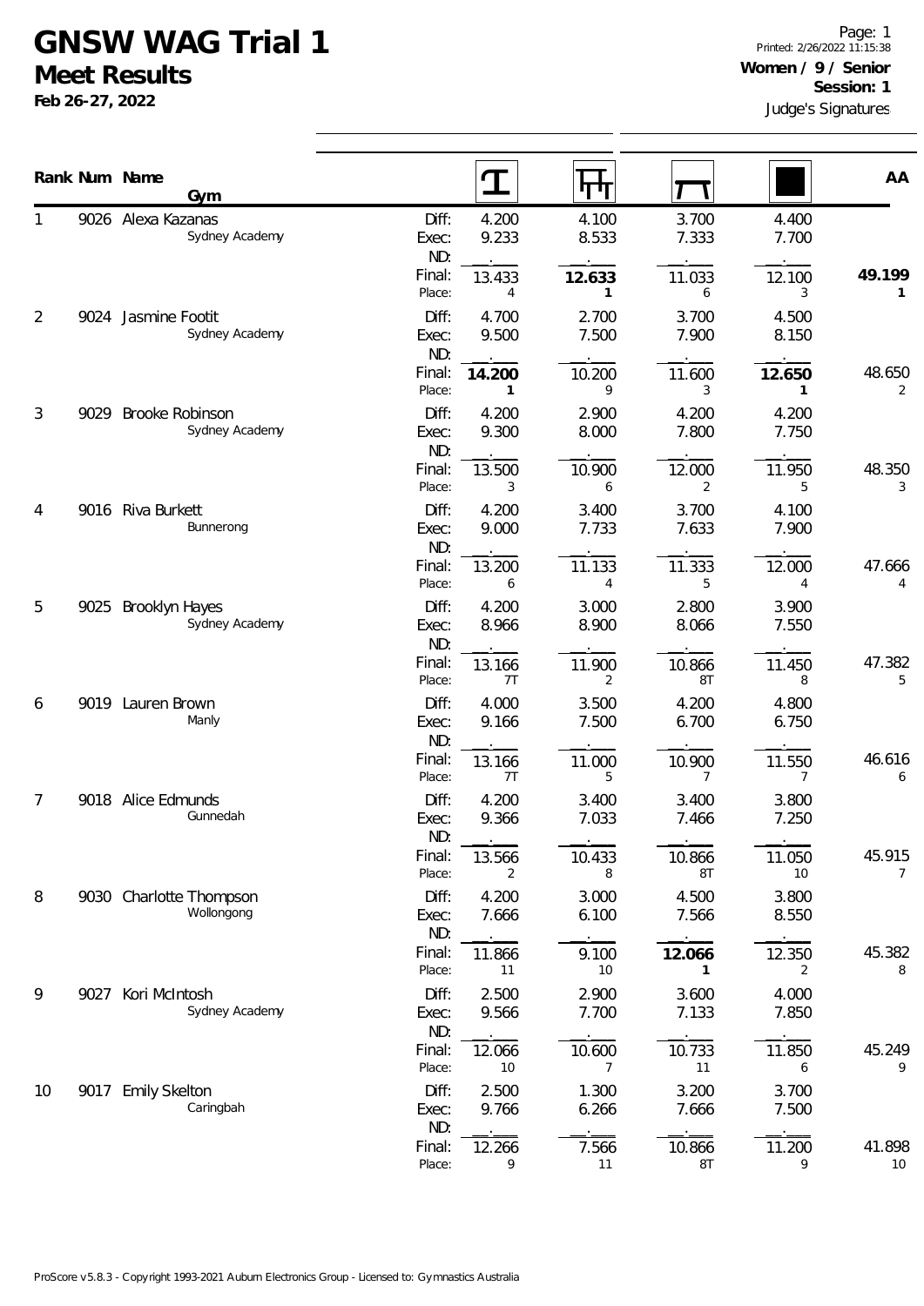# GNSW WAG Trial 1

## Meet Results

**Feb 26-27, 2022**

Page: 1
Printed: 2/26/2022 11:15:38

**Women / 9 / Senior**
**Session: 1**
Judge's Signatures

| Rank | Num | Name / Gym | | Vault | Bars | Beam | Floor | AA |
|---|---|---|---|---|---|---|---|---|
| 1 | 9026 | Alexa Kazanas<br>Sydney Academy | Diff: | 4.200 | 4.100 | 3.700 | 4.400 | |
| | | | Exec: | 9.233 | 8.533 | 7.333 | 7.700 | |
| | | | ND: | . | . | . | . | |
| | | | Final: | 13.433 | **12.633** | 11.033 | 12.100 | **49.199** |
| | | | Place: | 4 | **1** | 6 | 3 | **1** |
| 2 | 9024 | Jasmine Footit<br>Sydney Academy | Diff: | 4.700 | 2.700 | 3.700 | 4.500 | |
| | | | Exec: | 9.500 | 7.500 | 7.900 | 8.150 | |
| | | | ND: | . | . | . | . | |
| | | | Final: | **14.200** | 10.200 | 11.600 | **12.650** | 48.650 |
| | | | Place: | **1** | 9 | 3 | **1** | 2 |
| 3 | 9029 | Brooke Robinson<br>Sydney Academy | Diff: | 4.200 | 2.900 | 4.200 | 4.200 | |
| | | | Exec: | 9.300 | 8.000 | 7.800 | 7.750 | |
| | | | ND: | . | . | . | . | |
| | | | Final: | 13.500 | 10.900 | 12.000 | 11.950 | 48.350 |
| | | | Place: | 3 | 6 | 2 | 5 | 3 |
| 4 | 9016 | Riva Burkett<br>Bunnerong | Diff: | 4.200 | 3.400 | 3.700 | 4.100 | |
| | | | Exec: | 9.000 | 7.733 | 7.633 | 7.900 | |
| | | | ND: | . | . | . | . | |
| | | | Final: | 13.200 | 11.133 | 11.333 | 12.000 | 47.666 |
| | | | Place: | 6 | 4 | 5 | 4 | 4 |
| 5 | 9025 | Brooklyn Hayes<br>Sydney Academy | Diff: | 4.200 | 3.000 | 2.800 | 3.900 | |
| | | | Exec: | 8.966 | 8.900 | 8.066 | 7.550 | |
| | | | ND: | . | . | . | . | |
| | | | Final: | 13.166 | 11.900 | 10.866 | 11.450 | 47.382 |
| | | | Place: | 7T | 2 | 8T | 8 | 5 |
| 6 | 9019 | Lauren Brown<br>Manly | Diff: | 4.000 | 3.500 | 4.200 | 4.800 | |
| | | | Exec: | 9.166 | 7.500 | 6.700 | 6.750 | |
| | | | ND: | . | . | . | . | |
| | | | Final: | 13.166 | 11.000 | 10.900 | 11.550 | 46.616 |
| | | | Place: | 7T | 5 | 7 | 7 | 6 |
| 7 | 9018 | Alice Edmunds<br>Gunnedah | Diff: | 4.200 | 3.400 | 3.400 | 3.800 | |
| | | | Exec: | 9.366 | 7.033 | 7.466 | 7.250 | |
| | | | ND: | . | . | . | . | |
| | | | Final: | 13.566 | 10.433 | 10.866 | 11.050 | 45.915 |
| | | | Place: | 2 | 8 | 8T | 10 | 7 |
| 8 | 9030 | Charlotte Thompson<br>Wollongong | Diff: | 4.200 | 3.000 | 4.500 | 3.800 | |
| | | | Exec: | 7.666 | 6.100 | 7.566 | 8.550 | |
| | | | ND: | . | . | . | . | |
| | | | Final: | 11.866 | 9.100 | **12.066** | 12.350 | 45.382 |
| | | | Place: | 11 | 10 | **1** | 2 | 8 |
| 9 | 9027 | Kori McIntosh<br>Sydney Academy | Diff: | 2.500 | 2.900 | 3.600 | 4.000 | |
| | | | Exec: | 9.566 | 7.700 | 7.133 | 7.850 | |
| | | | ND: | . | . | . | . | |
| | | | Final: | 12.066 | 10.600 | 10.733 | 11.850 | 45.249 |
| | | | Place: | 10 | 7 | 11 | 6 | 9 |
| 10 | 9017 | Emily Skelton<br>Caringbah | Diff: | 2.500 | 1.300 | 3.200 | 3.700 | |
| | | | Exec: | 9.766 | 6.266 | 7.666 | 7.500 | |
| | | | ND: | . | . | . | . | |
| | | | Final: | 12.266 | 7.566 | 10.866 | 11.200 | 41.898 |
| | | | Place: | 9 | 11 | 8T | 9 | 10 |

ProScore v5.8.3 - Copyright 1993-2021 Auburn Electronics Group - Licensed to: Gymnastics Australia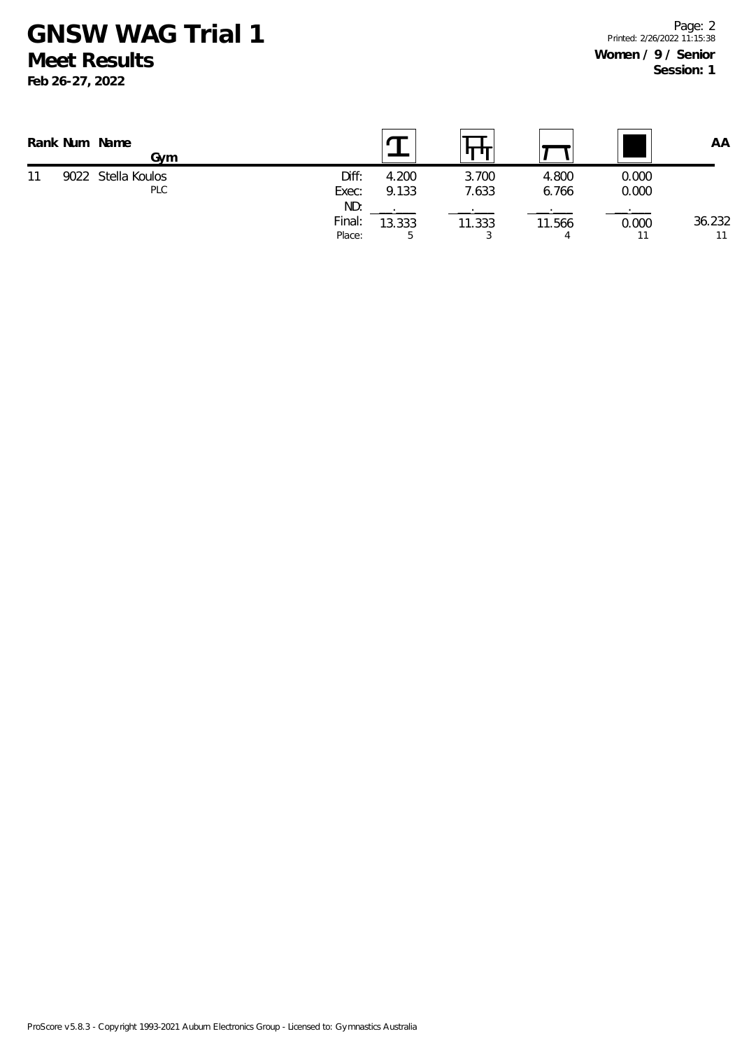# GNSW WAG Trial 1

## Meet Results

**Feb 26-27, 2022**

Printed: 2/26/2022 11:15:38

**Women / 9 / Senior**

**Session: 1**

| Rank | Num | Name / Gym | | Vault | Uneven Bars | Beam | Floor | AA |
|---|---|---|---|---|---|---|---|---|
| 11 | 9022 | Stella Koulos | Diff: | 4.200 | 3.700 | 4.800 | 0.000 | |
| | | PLC | Exec: | 9.133 | 7.633 | 6.766 | 0.000 | |
| | | | ND: | \_\_.\_\_\_ | \_\_.\_\_\_ | \_\_.\_\_\_ | \_\_.\_\_\_ | |
| | | | Final: | 13.333 | 11.333 | 11.566 | 0.000 | 36.232 |
| | | | Place: | 5 | 3 | 4 | 11 | 11 |

ProScore v5.8.3 - Copyright 1993-2021 Auburn Electronics Group - Licensed to: Gymnastics Australia